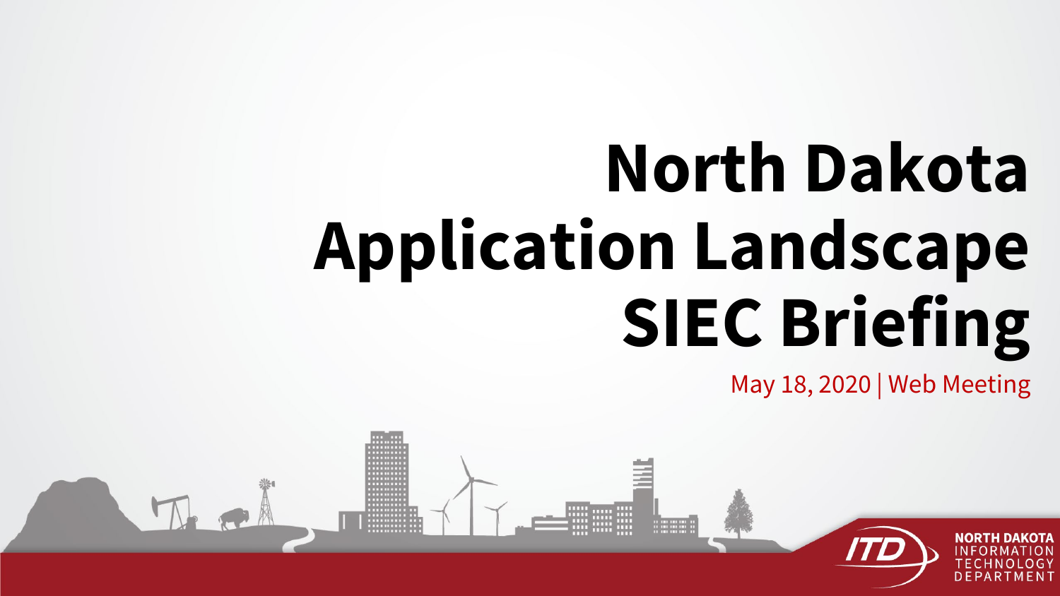# North Dakota Application Landscape SIEC Briefing

May 18, 2020 | Web Meeting

NORTH DAKOTA INFORMATION TECHNOLOGY DEPARTMENT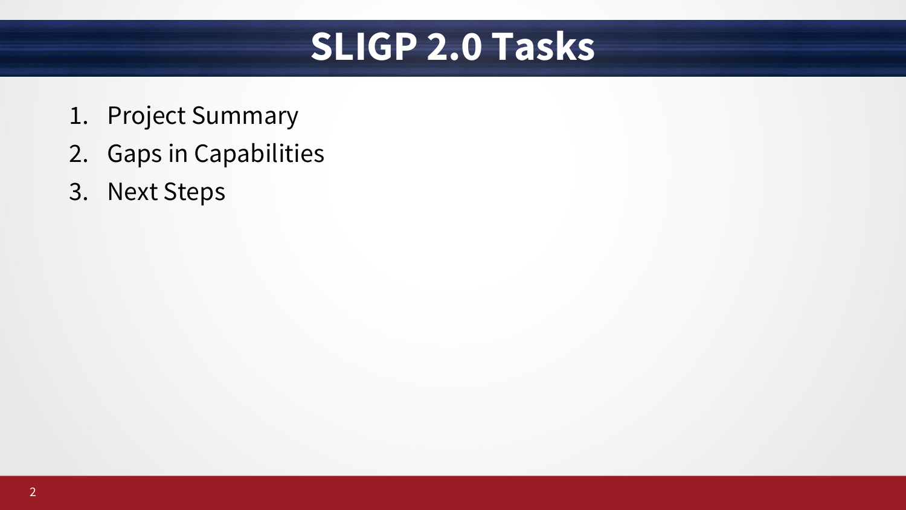# SLIGP 2.0 Tasks

1. Project Summary
2. Gaps in Capabilities
3. Next Steps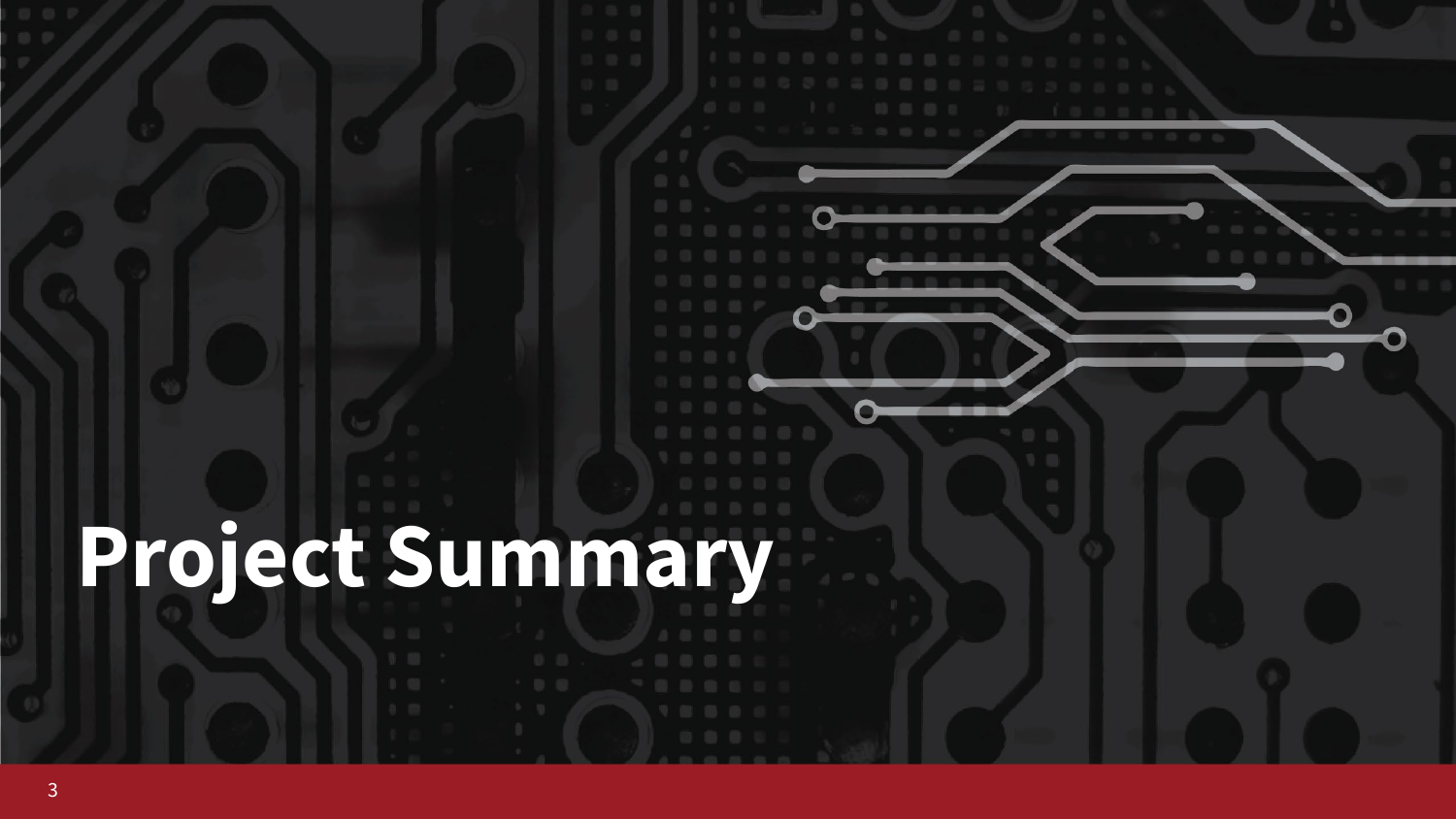# Project Summary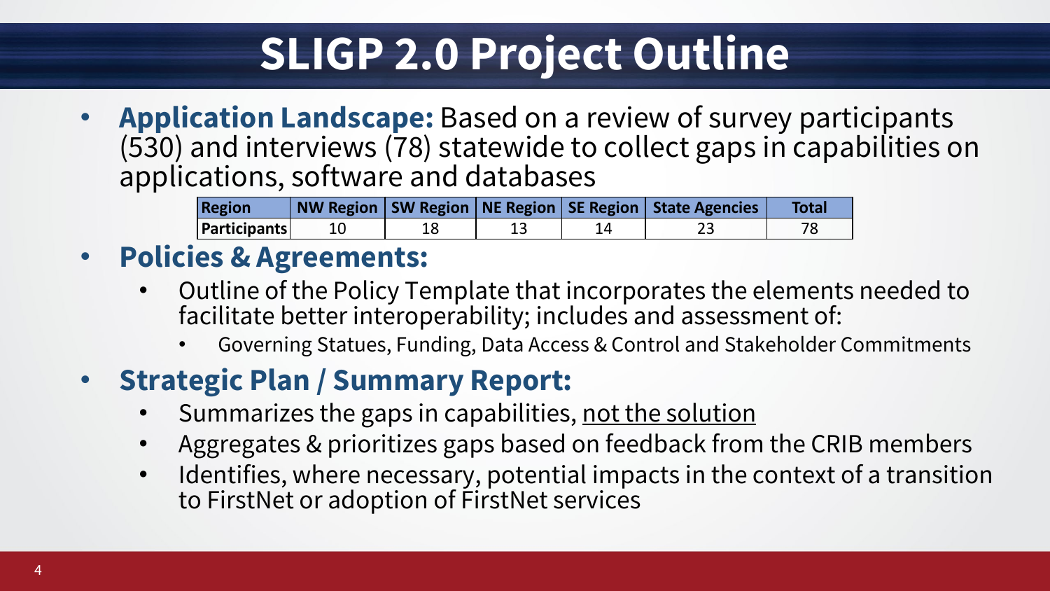# SLIGP 2.0 Project Outline

- **Application Landscape:** Based on a review of survey participants (530) and interviews (78) statewide to collect gaps in capabilities on applications, software and databases

| Region | NW Region | SW Region | NE Region | SE Region | State Agencies | Total |
|---|---|---|---|---|---|---|
| Participants | 10 | 18 | 13 | 14 | 23 | 78 |

- **Policies & Agreements:**
  - Outline of the Policy Template that incorporates the elements needed to facilitate better interoperability; includes and assessment of:
    - Governing Statues, Funding, Data Access & Control and Stakeholder Commitments
- **Strategic Plan / Summary Report:**
  - Summarizes the gaps in capabilities, <u>not the solution</u>
  - Aggregates & prioritizes gaps based on feedback from the CRIB members
  - Identifies, where necessary, potential impacts in the context of a transition to FirstNet or adoption of FirstNet services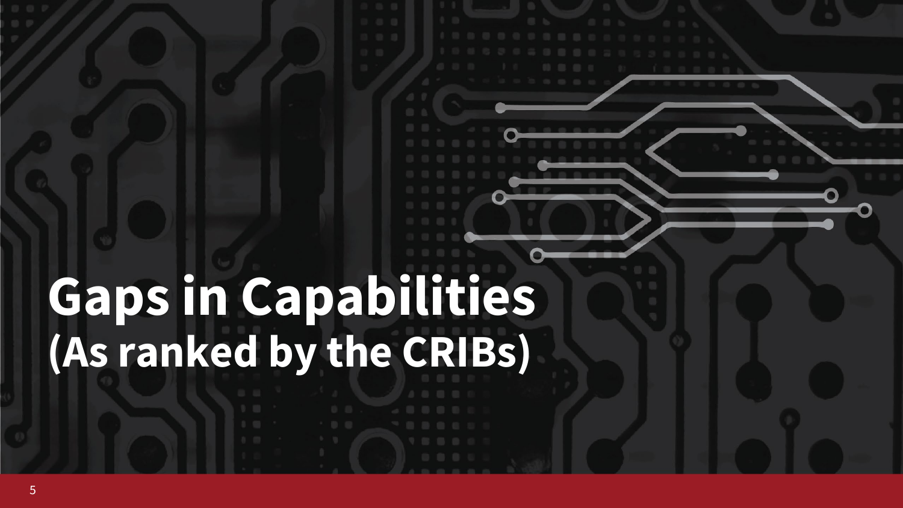# Gaps in Capabilities

## (As ranked by the CRIBs)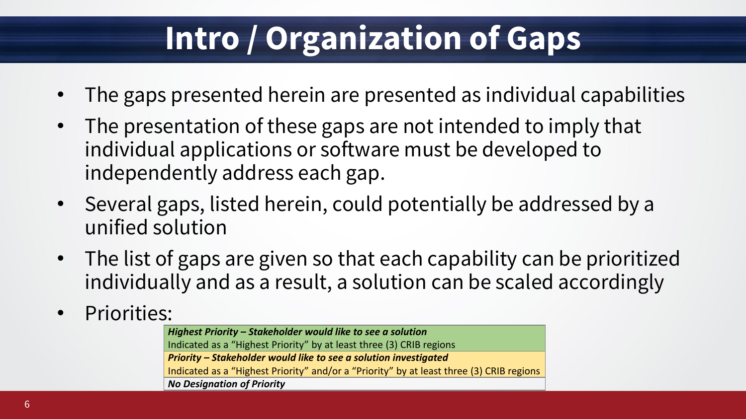# Intro / Organization of Gaps

- The gaps presented herein are presented as individual capabilities
- The presentation of these gaps are not intended to imply that individual applications or software must be developed to independently address each gap.
- Several gaps, listed herein, could potentially be addressed by a unified solution
- The list of gaps are given so that each capability can be prioritized individually and as a result, a solution can be scaled accordingly
- Priorities:

| ***Highest Priority – Stakeholder would like to see a solution*** |
| --- |
| Indicated as a "Highest Priority" by at least three (3) CRIB regions |
| ***Priority – Stakeholder would like to see a solution investigated*** |
| Indicated as a "Highest Priority" and/or a "Priority" by at least three (3) CRIB regions |
| ***No Designation of Priority*** |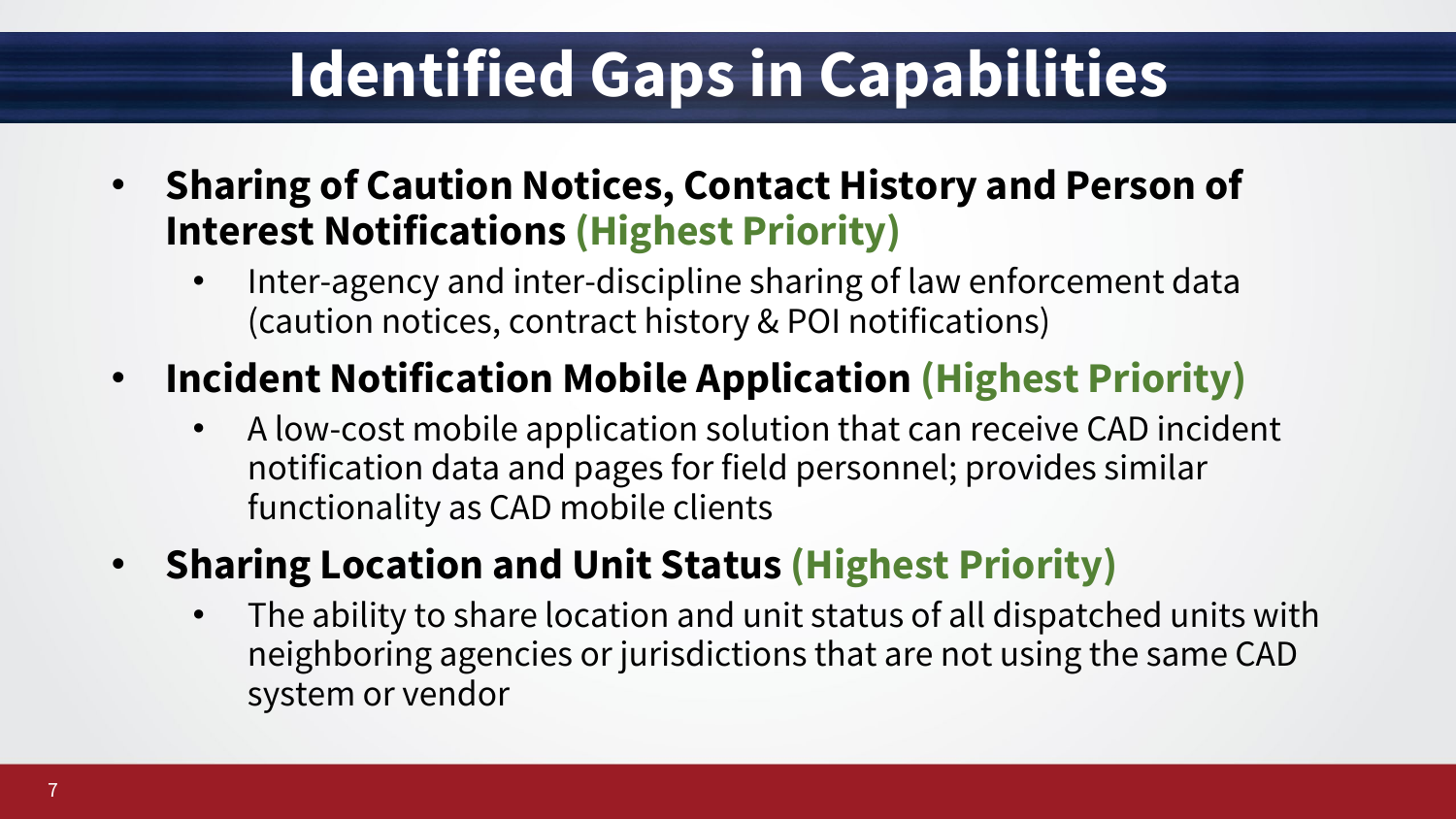# Identified Gaps in Capabilities

- **Sharing of Caution Notices, Contact History and Person of Interest Notifications (Highest Priority)**
  - Inter-agency and inter-discipline sharing of law enforcement data (caution notices, contract history & POI notifications)
- **Incident Notification Mobile Application (Highest Priority)**
  - A low-cost mobile application solution that can receive CAD incident notification data and pages for field personnel; provides similar functionality as CAD mobile clients
- **Sharing Location and Unit Status (Highest Priority)**
  - The ability to share location and unit status of all dispatched units with neighboring agencies or jurisdictions that are not using the same CAD system or vendor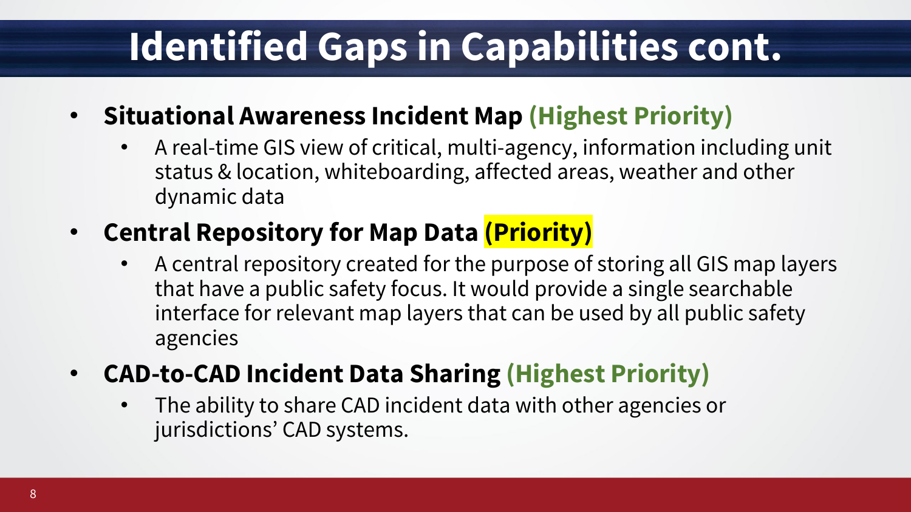# Identified Gaps in Capabilities cont.

- **Situational Awareness Incident Map (Highest Priority)**
  - A real-time GIS view of critical, multi-agency, information including unit status & location, whiteboarding, affected areas, weather and other dynamic data
- **Central Repository for Map Data (Priority)**
  - A central repository created for the purpose of storing all GIS map layers that have a public safety focus. It would provide a single searchable interface for relevant map layers that can be used by all public safety agencies
- **CAD-to-CAD Incident Data Sharing (Highest Priority)**
  - The ability to share CAD incident data with other agencies or jurisdictions' CAD systems.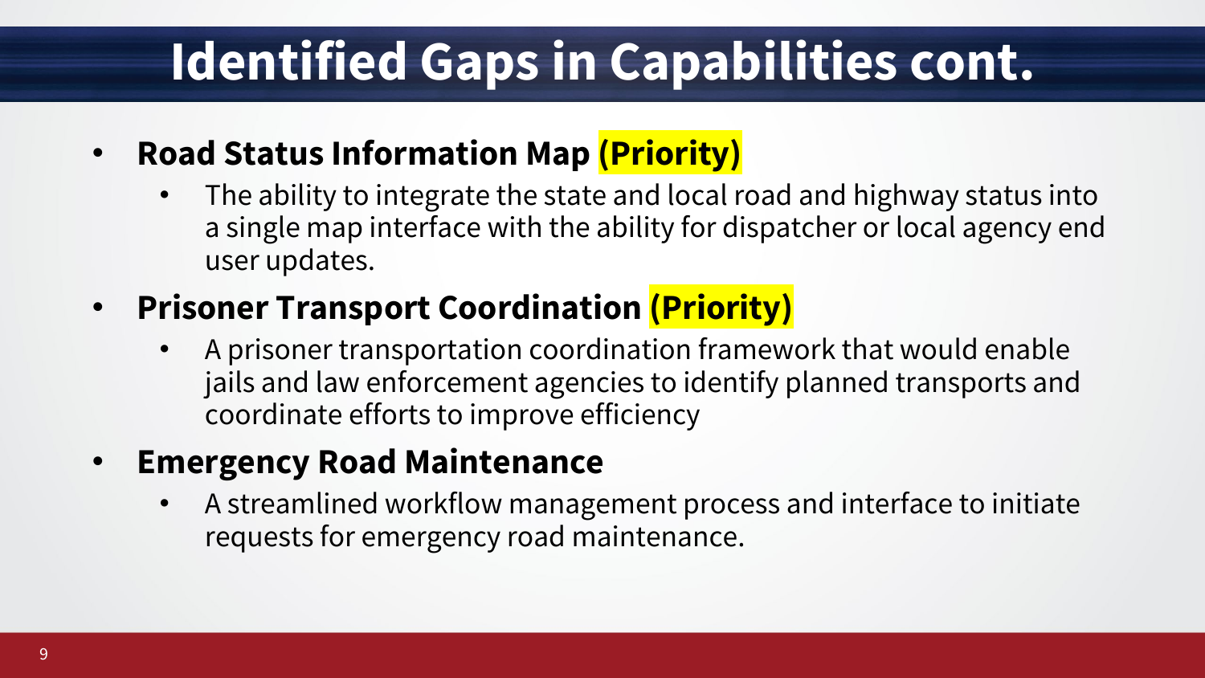# Identified Gaps in Capabilities cont.

- **Road Status Information Map (Priority)**
  - The ability to integrate the state and local road and highway status into a single map interface with the ability for dispatcher or local agency end user updates.
- **Prisoner Transport Coordination (Priority)**
  - A prisoner transportation coordination framework that would enable jails and law enforcement agencies to identify planned transports and coordinate efforts to improve efficiency
- **Emergency Road Maintenance**
  - A streamlined workflow management process and interface to initiate requests for emergency road maintenance.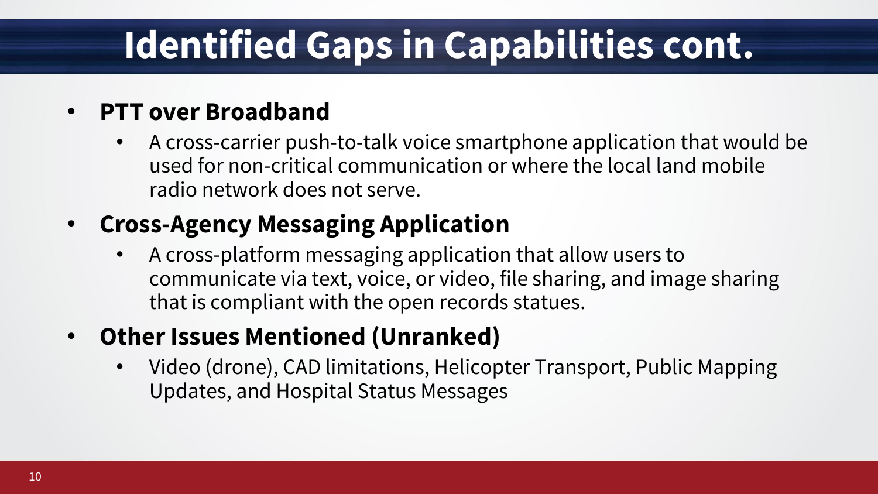# Identified Gaps in Capabilities cont.

- **PTT over Broadband**
  - A cross-carrier push-to-talk voice smartphone application that would be used for non-critical communication or where the local land mobile radio network does not serve.
- **Cross-Agency Messaging Application**
  - A cross-platform messaging application that allow users to communicate via text, voice, or video, file sharing, and image sharing that is compliant with the open records statues.
- **Other Issues Mentioned (Unranked)**
  - Video (drone), CAD limitations, Helicopter Transport, Public Mapping Updates, and Hospital Status Messages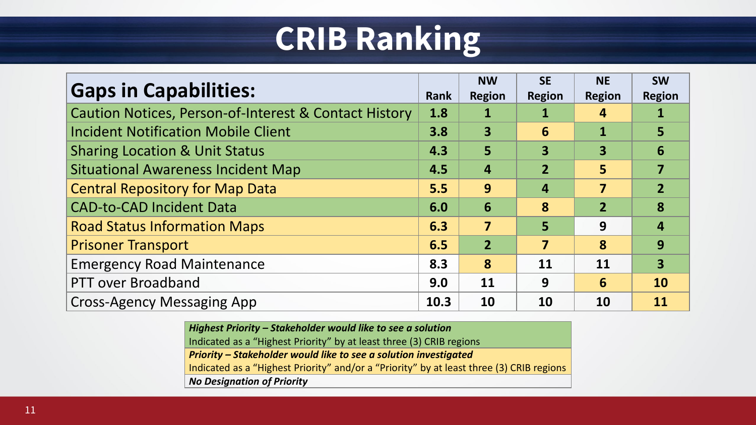# CRIB Ranking

| Gaps in Capabilities: | Rank | NW Region | SE Region | NE Region | SW Region |
|---|---|---|---|---|---|
| Caution Notices, Person-of-Interest & Contact History | 1.8 | 1 | 1 | 4 | 1 |
| Incident Notification Mobile Client | 3.8 | 3 | 6 | 1 | 5 |
| Sharing Location & Unit Status | 4.3 | 5 | 3 | 3 | 6 |
| Situational Awareness Incident Map | 4.5 | 4 | 2 | 5 | 7 |
| Central Repository for Map Data | 5.5 | 9 | 4 | 7 | 2 |
| CAD-to-CAD Incident Data | 6.0 | 6 | 8 | 2 | 8 |
| Road Status Information Maps | 6.3 | 7 | 5 | 9 | 4 |
| Prisoner Transport | 6.5 | 2 | 7 | 8 | 9 |
| Emergency Road Maintenance | 8.3 | 8 | 11 | 11 | 3 |
| PTT over Broadband | 9.0 | 11 | 9 | 6 | 10 |
| Cross-Agency Messaging App | 10.3 | 10 | 10 | 10 | 11 |

***Highest Priority – Stakeholder would like to see a solution***
Indicated as a "Highest Priority" by at least three (3) CRIB regions

***Priority – Stakeholder would like to see a solution investigated***
Indicated as a "Highest Priority" and/or a "Priority" by at least three (3) CRIB regions

***No Designation of Priority***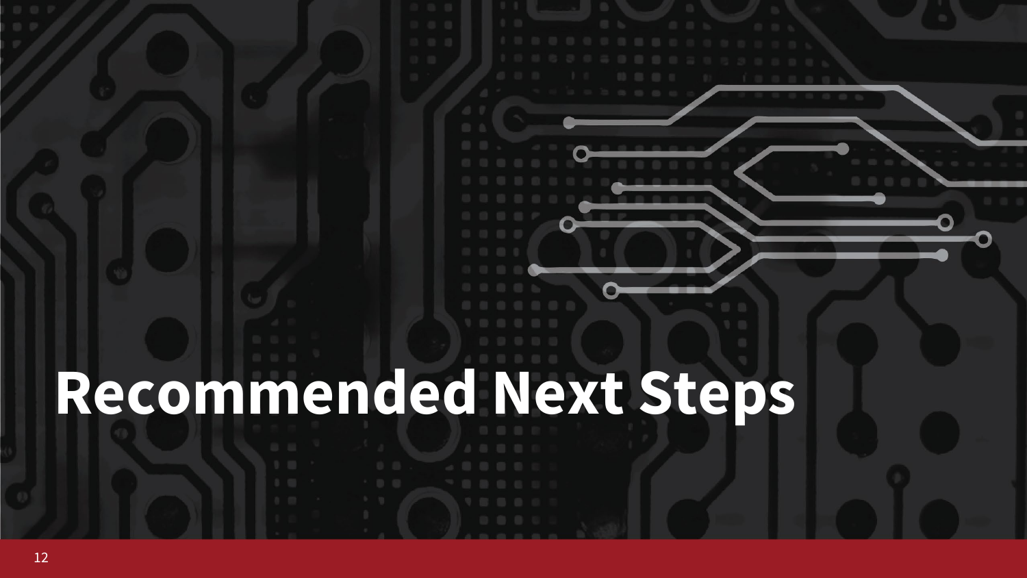# Recommended Next Steps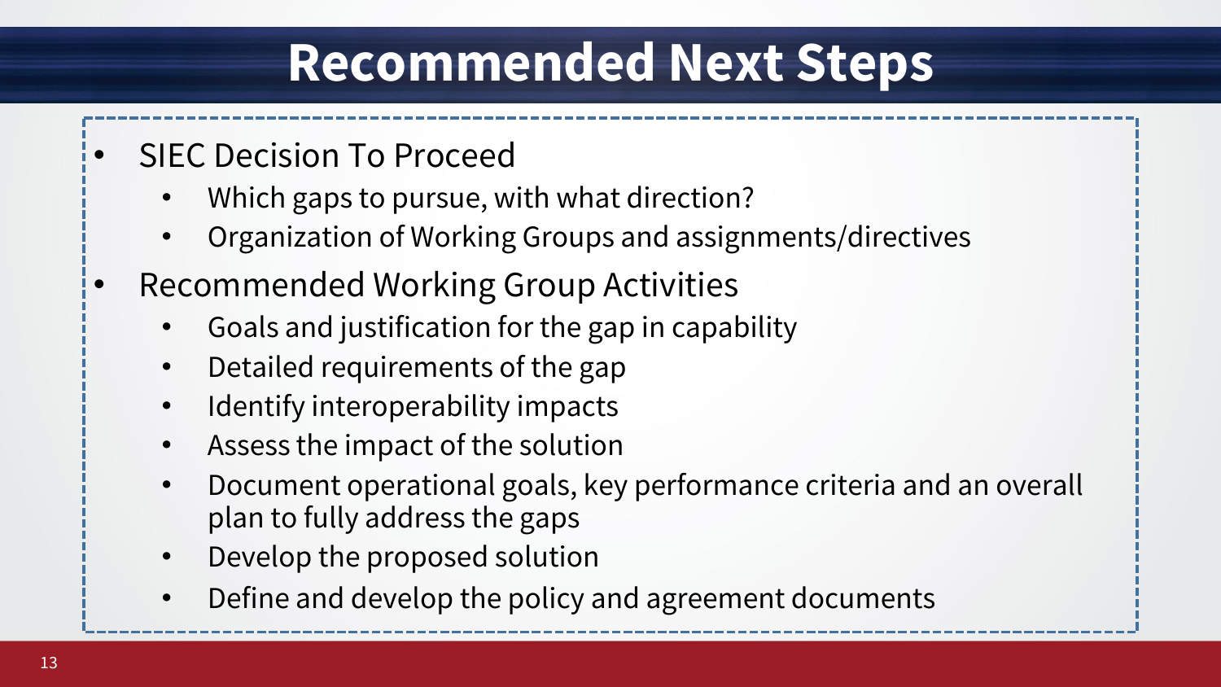# Recommended Next Steps

- SIEC Decision To Proceed
  - Which gaps to pursue, with what direction?
  - Organization of Working Groups and assignments/directives
- Recommended Working Group Activities
  - Goals and justification for the gap in capability
  - Detailed requirements of the gap
  - Identify interoperability impacts
  - Assess the impact of the solution
  - Document operational goals, key performance criteria and an overall plan to fully address the gaps
  - Develop the proposed solution
  - Define and develop the policy and agreement documents